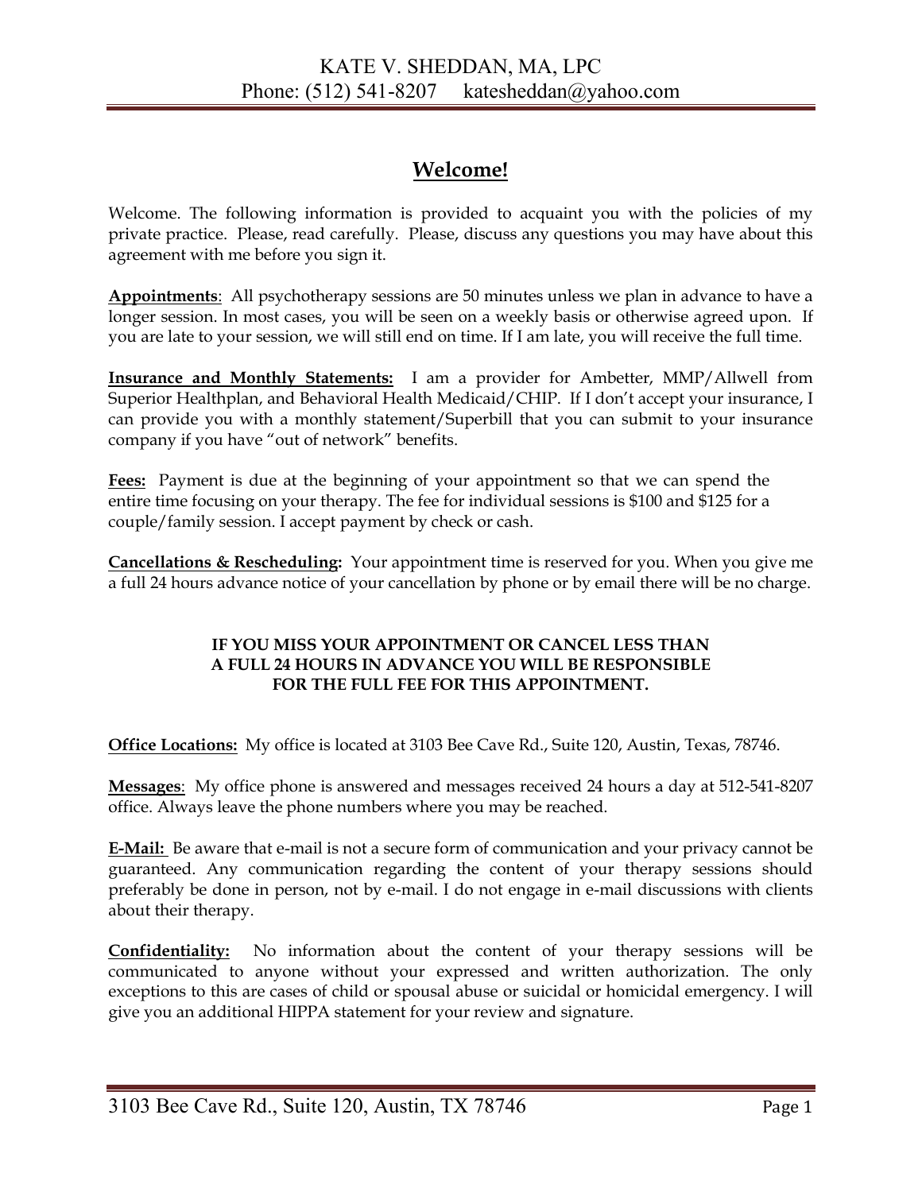KATE V. SHEDDAN, MA, LPC
Phone: (512) 541-8207     katesheddan@yahoo.com

# Welcome!

Welcome. The following information is provided to acquaint you with the policies of my private practice. Please, read carefully. Please, discuss any questions you may have about this agreement with me before you sign it.

**Appointments**: All psychotherapy sessions are 50 minutes unless we plan in advance to have a longer session. In most cases, you will be seen on a weekly basis or otherwise agreed upon. If you are late to your session, we will still end on time. If I am late, you will receive the full time.

**Insurance and Monthly Statements:** I am a provider for Ambetter, MMP/Allwell from Superior Healthplan, and Behavioral Health Medicaid/CHIP. If I don't accept your insurance, I can provide you with a monthly statement/Superbill that you can submit to your insurance company if you have "out of network" benefits.

**Fees:** Payment is due at the beginning of your appointment so that we can spend the entire time focusing on your therapy. The fee for individual sessions is $100 and $125 for a couple/family session. I accept payment by check or cash.

**Cancellations & Rescheduling:** Your appointment time is reserved for you. When you give me a full 24 hours advance notice of your cancellation by phone or by email there will be no charge.

**IF YOU MISS YOUR APPOINTMENT OR CANCEL LESS THAN A FULL 24 HOURS IN ADVANCE YOU WILL BE RESPONSIBLE FOR THE FULL FEE FOR THIS APPOINTMENT.**

**Office Locations:** My office is located at 3103 Bee Cave Rd., Suite 120, Austin, Texas, 78746.

**Messages**: My office phone is answered and messages received 24 hours a day at 512-541-8207 office. Always leave the phone numbers where you may be reached.

**E-Mail:** Be aware that e-mail is not a secure form of communication and your privacy cannot be guaranteed. Any communication regarding the content of your therapy sessions should preferably be done in person, not by e-mail. I do not engage in e-mail discussions with clients about their therapy.

**Confidentiality:** No information about the content of your therapy sessions will be communicated to anyone without your expressed and written authorization. The only exceptions to this are cases of child or spousal abuse or suicidal or homicidal emergency. I will give you an additional HIPPA statement for your review and signature.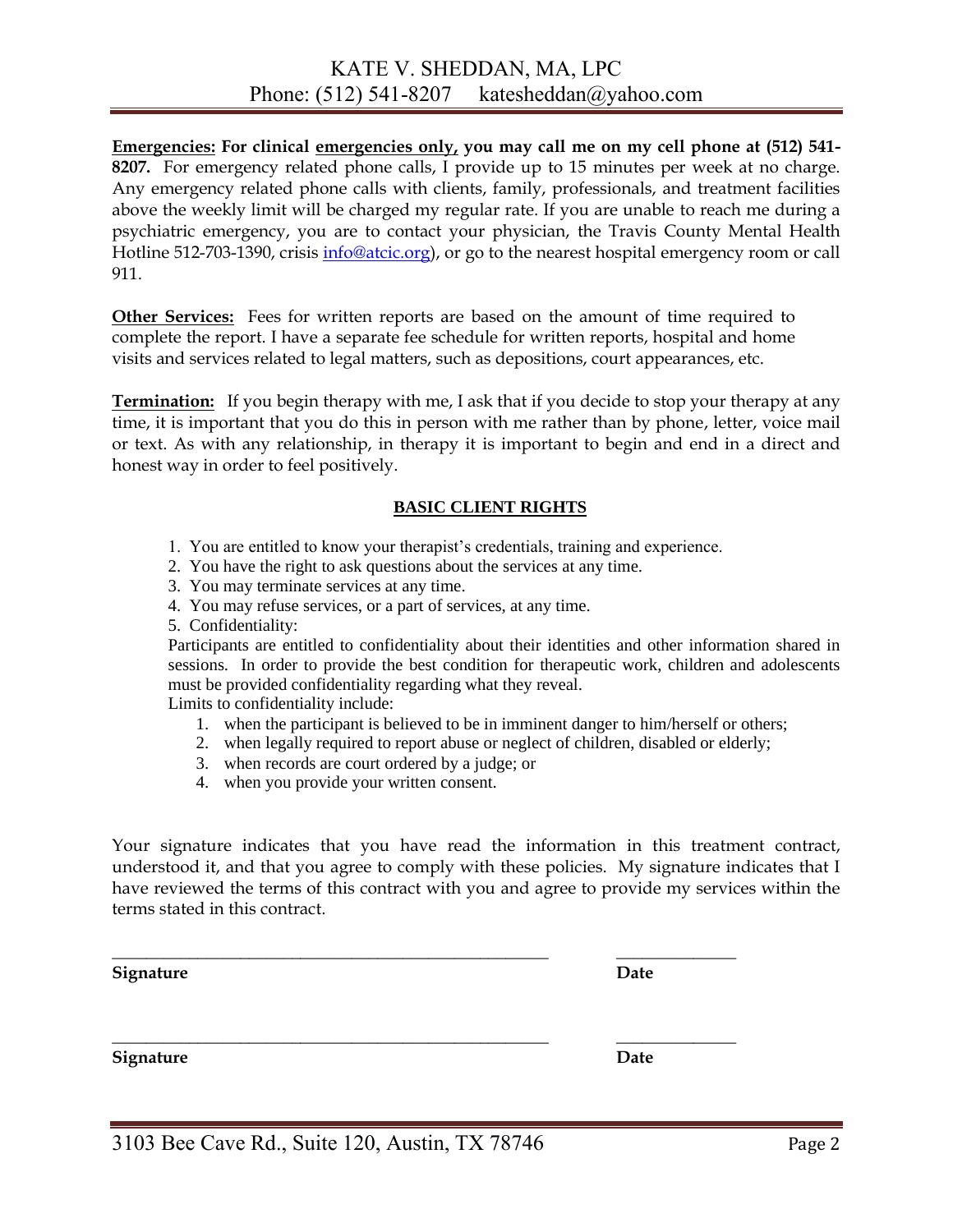**Emergencies:** **For clinical emergencies only, you may call me on my cell phone at (512) 541-8207.** For emergency related phone calls, I provide up to 15 minutes per week at no charge. Any emergency related phone calls with clients, family, professionals, and treatment facilities above the weekly limit will be charged my regular rate. If you are unable to reach me during a psychiatric emergency, you are to contact your physician, the Travis County Mental Health Hotline 512-703-1390, crisis info@atcic.org), or go to the nearest hospital emergency room or call 911.

**Other Services:** Fees for written reports are based on the amount of time required to complete the report. I have a separate fee schedule for written reports, hospital and home visits and services related to legal matters, such as depositions, court appearances, etc.

**Termination:** If you begin therapy with me, I ask that if you decide to stop your therapy at any time, it is important that you do this in person with me rather than by phone, letter, voice mail or text. As with any relationship, in therapy it is important to begin and end in a direct and honest way in order to feel positively.

## BASIC CLIENT RIGHTS

1. You are entitled to know your therapist's credentials, training and experience.
2. You have the right to ask questions about the services at any time.
3. You may terminate services at any time.
4. You may refuse services, or a part of services, at any time.
5. Confidentiality:

Participants are entitled to confidentiality about their identities and other information shared in sessions. In order to provide the best condition for therapeutic work, children and adolescents must be provided confidentiality regarding what they reveal.

Limits to confidentiality include:

1. when the participant is believed to be in imminent danger to him/herself or others;
2. when legally required to report abuse or neglect of children, disabled or elderly;
3. when records are court ordered by a judge; or
4. when you provide your written consent.

Your signature indicates that you have read the information in this treatment contract, understood it, and that you agree to comply with these policies. My signature indicates that I have reviewed the terms of this contract with you and agree to provide my services within the terms stated in this contract.

\_\_\_\_\_\_\_\_\_\_\_\_\_\_\_\_\_\_\_\_\_\_\_\_\_\_\_\_\_\_\_\_\_\_\_\_\_\_\_\_\_\_\_\_ \_\_\_\_\_\_\_\_\_\_\_\_

**Signature** **Date**

\_\_\_\_\_\_\_\_\_\_\_\_\_\_\_\_\_\_\_\_\_\_\_\_\_\_\_\_\_\_\_\_\_\_\_\_\_\_\_\_\_\_\_\_ \_\_\_\_\_\_\_\_\_\_\_\_

**Signature** **Date**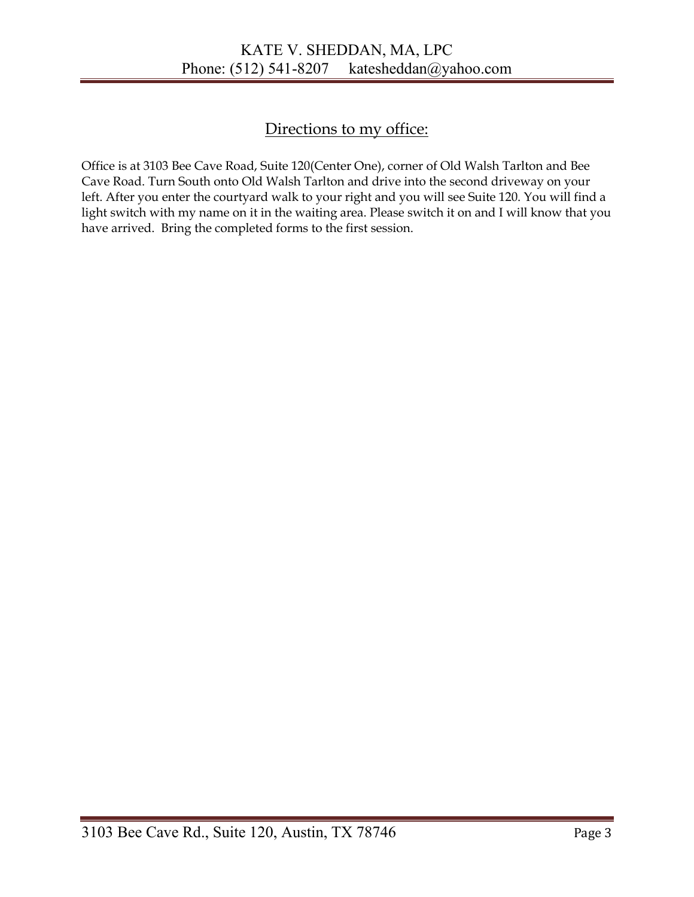## Directions to my office:

Office is at 3103 Bee Cave Road, Suite 120(Center One), corner of Old Walsh Tarlton and Bee Cave Road. Turn South onto Old Walsh Tarlton and drive into the second driveway on your left. After you enter the courtyard walk to your right and you will see Suite 120. You will find a light switch with my name on it in the waiting area. Please switch it on and I will know that you have arrived. Bring the completed forms to the first session.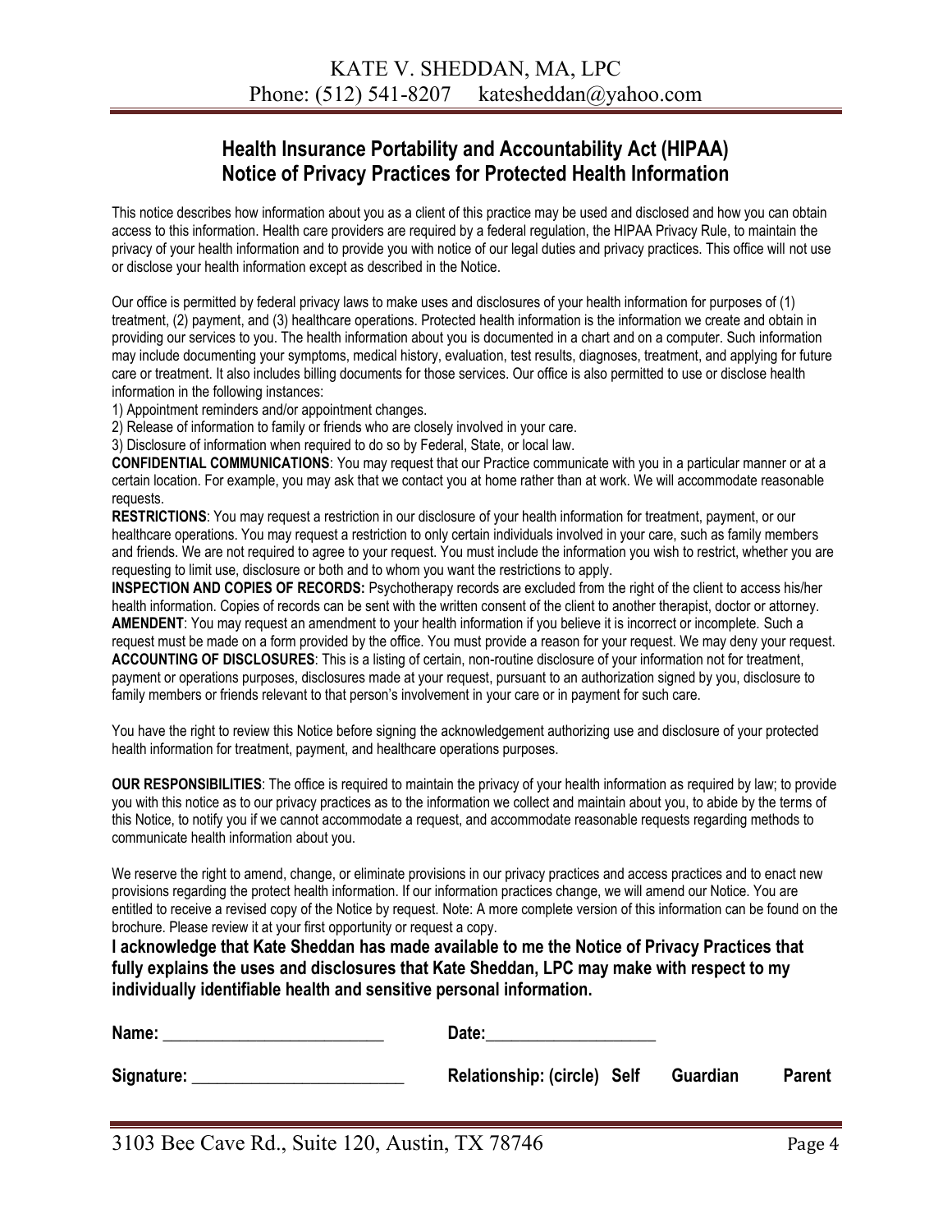# KATE V. SHEDDAN, MA, LPC

Phone: (512) 541-8207 katesheddan@yahoo.com

## Health Insurance Portability and Accountability Act (HIPAA)
## Notice of Privacy Practices for Protected Health Information

This notice describes how information about you as a client of this practice may be used and disclosed and how you can obtain access to this information. Health care providers are required by a federal regulation, the HIPAA Privacy Rule, to maintain the privacy of your health information and to provide you with notice of our legal duties and privacy practices. This office will not use or disclose your health information except as described in the Notice.

Our office is permitted by federal privacy laws to make uses and disclosures of your health information for purposes of (1) treatment, (2) payment, and (3) healthcare operations. Protected health information is the information we create and obtain in providing our services to you. The health information about you is documented in a chart and on a computer. Such information may include documenting your symptoms, medical history, evaluation, test results, diagnoses, treatment, and applying for future care or treatment. It also includes billing documents for those services. Our office is also permitted to use or disclose health information in the following instances:

1) Appointment reminders and/or appointment changes.
2) Release of information to family or friends who are closely involved in your care.
3) Disclosure of information when required to do so by Federal, State, or local law.

**CONFIDENTIAL COMMUNICATIONS**: You may request that our Practice communicate with you in a particular manner or at a certain location. For example, you may ask that we contact you at home rather than at work. We will accommodate reasonable requests.

**RESTRICTIONS**: You may request a restriction in our disclosure of your health information for treatment, payment, or our healthcare operations. You may request a restriction to only certain individuals involved in your care, such as family members and friends. We are not required to agree to your request. You must include the information you wish to restrict, whether you are requesting to limit use, disclosure or both and to whom you want the restrictions to apply.

**INSPECTION AND COPIES OF RECORDS:** Psychotherapy records are excluded from the right of the client to access his/her health information. Copies of records can be sent with the written consent of the client to another therapist, doctor or attorney.

**AMENDENT**: You may request an amendment to your health information if you believe it is incorrect or incomplete. Such a request must be made on a form provided by the office. You must provide a reason for your request. We may deny your request.

**ACCOUNTING OF DISCLOSURES**: This is a listing of certain, non-routine disclosure of your information not for treatment, payment or operations purposes, disclosures made at your request, pursuant to an authorization signed by you, disclosure to family members or friends relevant to that person's involvement in your care or in payment for such care.

You have the right to review this Notice before signing the acknowledgement authorizing use and disclosure of your protected health information for treatment, payment, and healthcare operations purposes.

**OUR RESPONSIBILITIES**: The office is required to maintain the privacy of your health information as required by law; to provide you with this notice as to our privacy practices as to the information we collect and maintain about you, to abide by the terms of this Notice, to notify you if we cannot accommodate a request, and accommodate reasonable requests regarding methods to communicate health information about you.

We reserve the right to amend, change, or eliminate provisions in our privacy practices and access practices and to enact new provisions regarding the protect health information. If our information practices change, we will amend our Notice. You are entitled to receive a revised copy of the Notice by request. Note: A more complete version of this information can be found on the brochure. Please review it at your first opportunity or request a copy.

**I acknowledge that Kate Sheddan has made available to me the Notice of Privacy Practices that fully explains the uses and disclosures that Kate Sheddan, LPC may make with respect to my individually identifiable health and sensitive personal information.**

**Name:** __________________________ **Date:**____________________

**Signature:** _________________________ **Relationship: (circle) Self Guardian Parent**

3103 Bee Cave Rd., Suite 120, Austin, TX 78746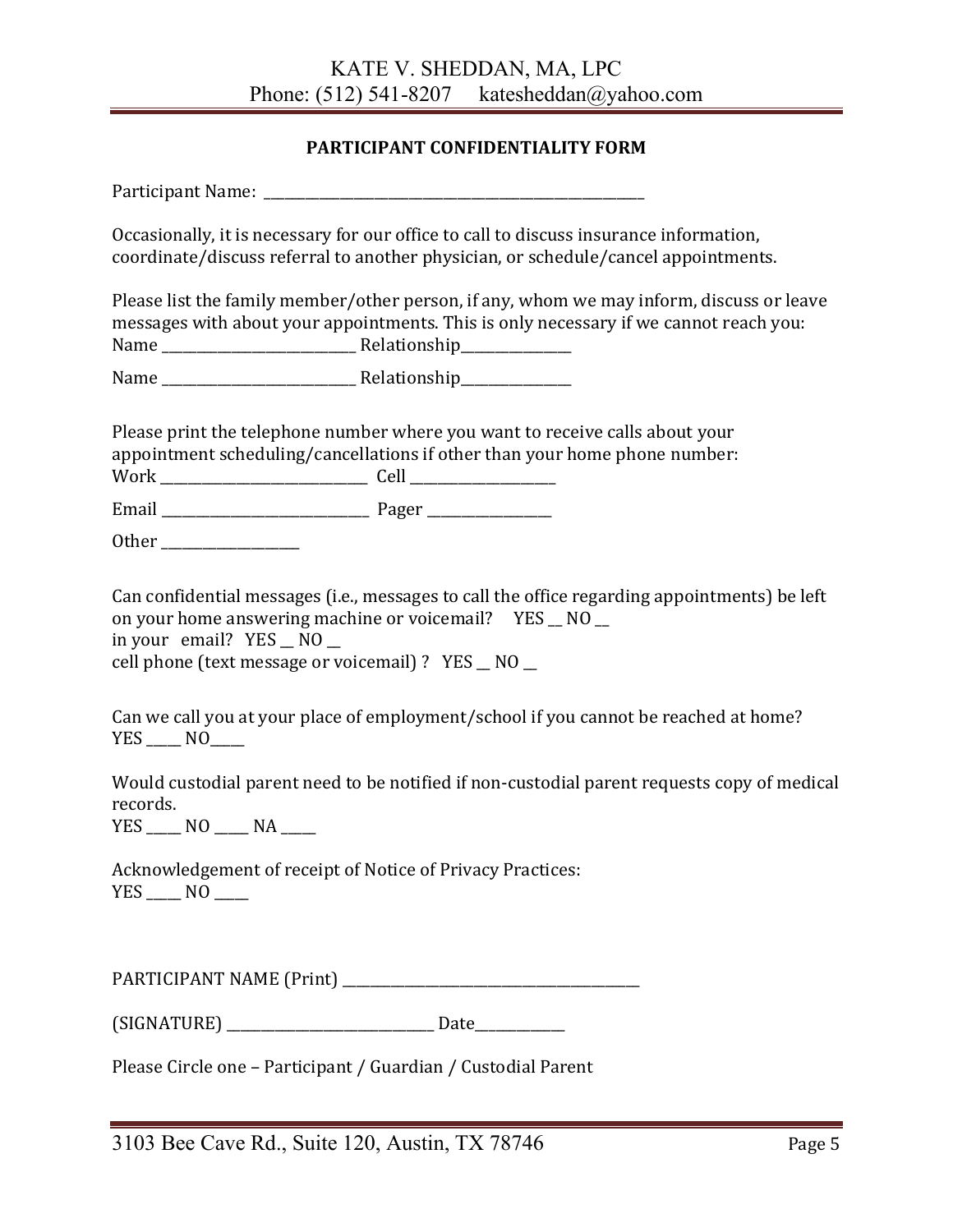## PARTICIPANT CONFIDENTIALITY FORM

Participant Name: ____________________________________________________

Occasionally, it is necessary for our office to call to discuss insurance information, coordinate/discuss referral to another physician, or schedule/cancel appointments.

Please list the family member/other person, if any, whom we may inform, discuss or leave messages with about your appointments. This is only necessary if we cannot reach you:

Name ___________________________ Relationship_______________

Name ___________________________ Relationship_______________

Please print the telephone number where you want to receive calls about your appointment scheduling/cancellations if other than your home phone number:

Work _____________________________ Cell ____________________

Email _____________________________ Pager _________________

Other ___________________

Can confidential messages (i.e., messages to call the office regarding appointments) be left on your home answering machine or voicemail? YES __ NO __
in your email? YES __ NO __
cell phone (text message or voicemail) ? YES __ NO __

Can we call you at your place of employment/school if you cannot be reached at home?
YES _____ NO_____

Would custodial parent need to be notified if non-custodial parent requests copy of medical records.
YES _____ NO _____ NA _____

Acknowledgement of receipt of Notice of Privacy Practices:
YES _____ NO _____

PARTICIPANT NAME (Print) _________________________________________

(SIGNATURE) _____________________________ Date____________

Please Circle one – Participant / Guardian / Custodial Parent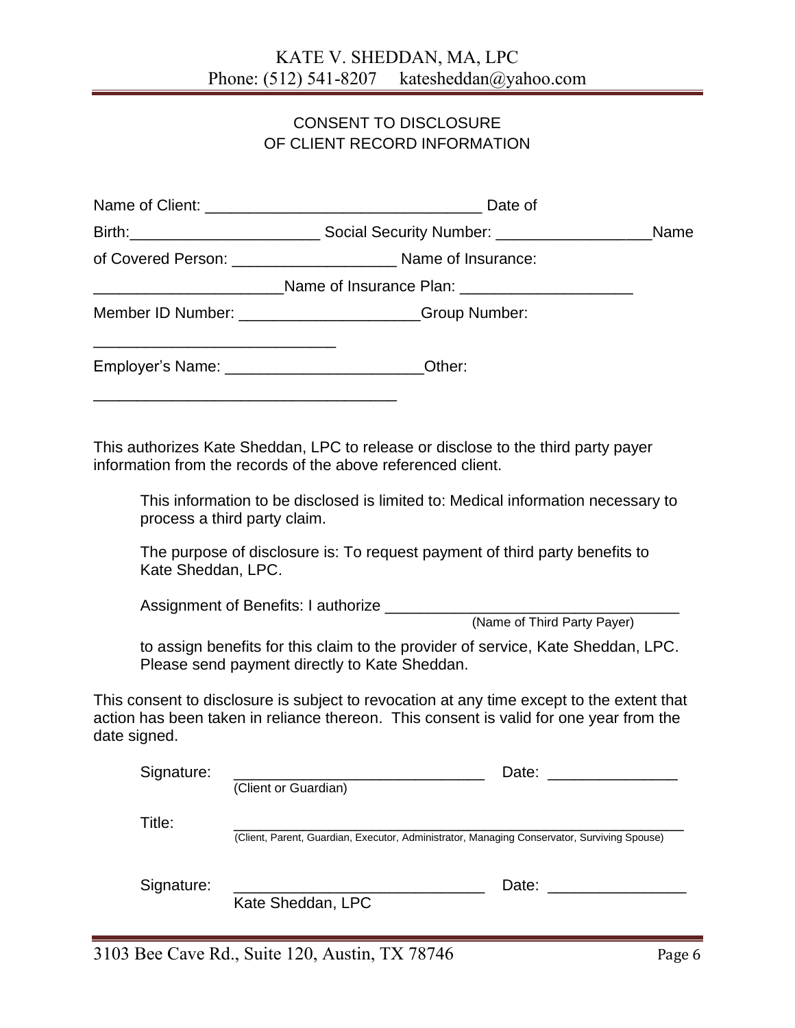KATE V. SHEDDAN, MA, LPC
Phone: (512) 541-8207 katesheddan@yahoo.com

## CONSENT TO DISCLOSURE OF CLIENT RECORD INFORMATION

Name of Client: _______________________________ Date of Birth:_____________________ Social Security Number: _________________ Name of Covered Person: __________________ Name of Insurance: _____________________ Name of Insurance Plan: ___________________

Member ID Number: ___________________ Group Number: ___________________________

Employer's Name: _____________________ Other: ___________________________________

This authorizes Kate Sheddan, LPC to release or disclose to the third party payer information from the records of the above referenced client.

> This information to be disclosed is limited to: Medical information necessary to process a third party claim.
>
> The purpose of disclosure is: To request payment of third party benefits to Kate Sheddan, LPC.
>
> Assignment of Benefits: I authorize _________________________________
> (Name of Third Party Payer)
>
> to assign benefits for this claim to the provider of service, Kate Sheddan, LPC. Please send payment directly to Kate Sheddan.

This consent to disclosure is subject to revocation at any time except to the extent that action has been taken in reliance thereon. This consent is valid for one year from the date signed.

Signature: _____________________________ Date: ______________
(Client or Guardian)

Title: _______________________________________________________
(Client, Parent, Guardian, Executor, Administrator, Managing Conservator, Surviving Spouse)

Signature: _____________________________ Date: _______________
Kate Sheddan, LPC

3103 Bee Cave Rd., Suite 120, Austin, TX 78746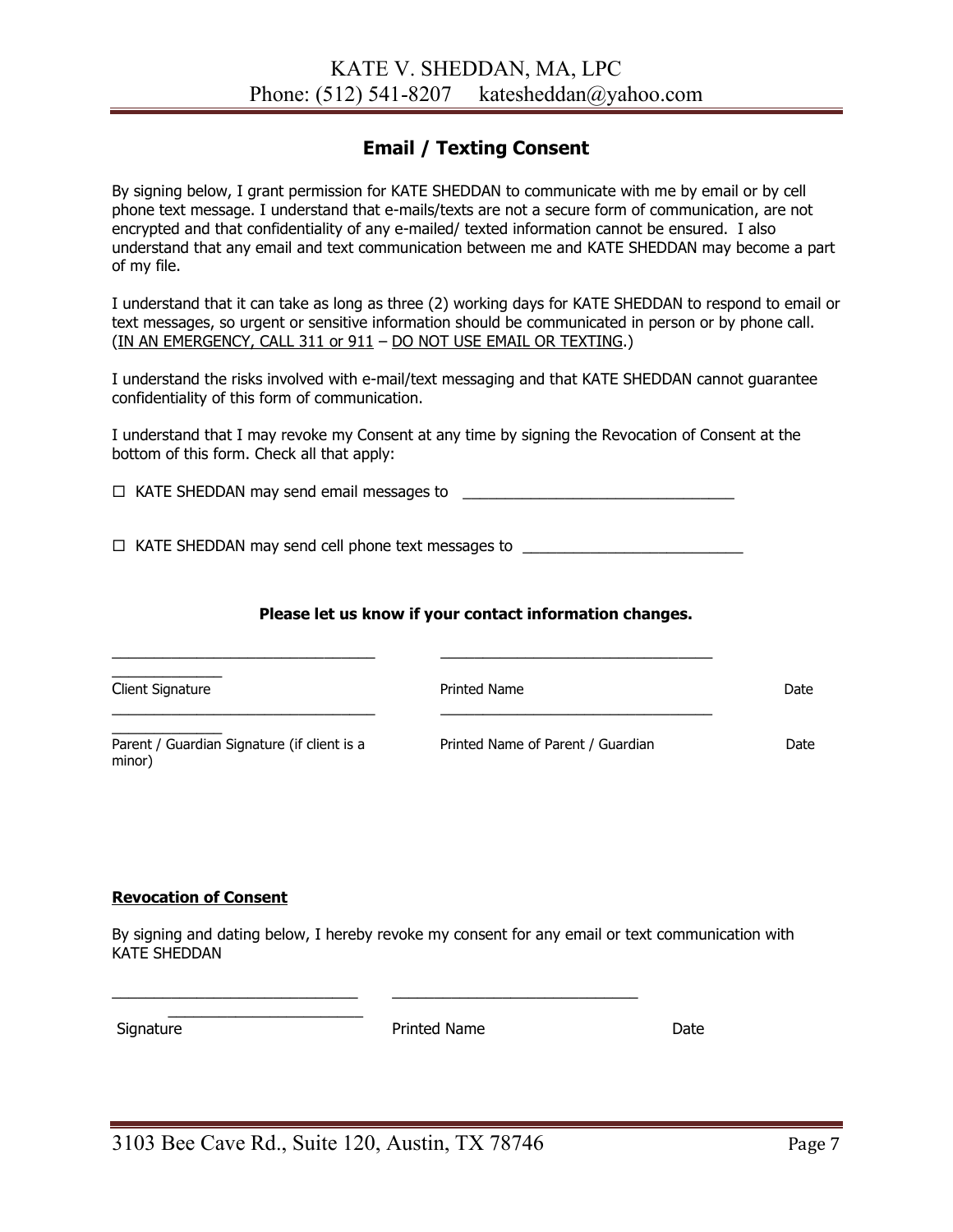# Email / Texting Consent

By signing below, I grant permission for KATE SHEDDAN to communicate with me by email or by cell phone text message. I understand that e-mails/texts are not a secure form of communication, are not encrypted and that confidentiality of any e-mailed/ texted information cannot be ensured. I also understand that any email and text communication between me and KATE SHEDDAN may become a part of my file.

I understand that it can take as long as three (2) working days for KATE SHEDDAN to respond to email or text messages, so urgent or sensitive information should be communicated in person or by phone call. (<u>IN AN EMERGENCY, CALL 311 or 911</u> – <u>DO NOT USE EMAIL OR TEXTING</u>.)

I understand the risks involved with e-mail/text messaging and that KATE SHEDDAN cannot guarantee confidentiality of this form of communication.

I understand that I may revoke my Consent at any time by signing the Revocation of Consent at the bottom of this form. Check all that apply:

☐ KATE SHEDDAN may send email messages to \_\_\_\_\_\_\_\_\_\_\_\_\_\_\_\_\_\_\_\_\_\_\_\_\_\_\_\_\_\_\_\_

☐ KATE SHEDDAN may send cell phone text messages to \_\_\_\_\_\_\_\_\_\_\_\_\_\_\_\_\_\_\_\_\_\_\_\_\_\_

**Please let us know if your contact information changes.**

| \_\_\_\_\_\_\_\_\_\_\_\_\_\_\_\_\_\_\_\_\_\_\_\_\_\_\_\_\_\_ | \_\_\_\_\_\_\_\_\_\_\_\_\_\_\_\_\_\_\_\_\_\_\_\_\_\_\_\_\_\_ | \_\_\_\_\_\_\_\_\_\_\_\_ |
|---|---|---|
| Client Signature | Printed Name | Date |
| \_\_\_\_\_\_\_\_\_\_\_\_\_\_\_\_\_\_\_\_\_\_\_\_\_\_\_\_\_\_ | \_\_\_\_\_\_\_\_\_\_\_\_\_\_\_\_\_\_\_\_\_\_\_\_\_\_\_\_\_\_ | \_\_\_\_\_\_\_\_\_\_\_\_ |
| Parent / Guardian Signature (if client is a minor) | Printed Name of Parent / Guardian | Date |

**<u>Revocation of Consent</u>**

By signing and dating below, I hereby revoke my consent for any email or text communication with KATE SHEDDAN

| \_\_\_\_\_\_\_\_\_\_\_\_\_\_\_\_\_\_\_\_\_\_\_\_\_\_\_\_ | \_\_\_\_\_\_\_\_\_\_\_\_\_\_\_\_\_\_\_\_\_\_\_\_\_\_\_\_ | \_\_\_\_\_\_\_\_\_\_\_\_\_\_\_\_\_\_\_\_\_\_ |
|---|---|---|
| Signature | Printed Name | Date |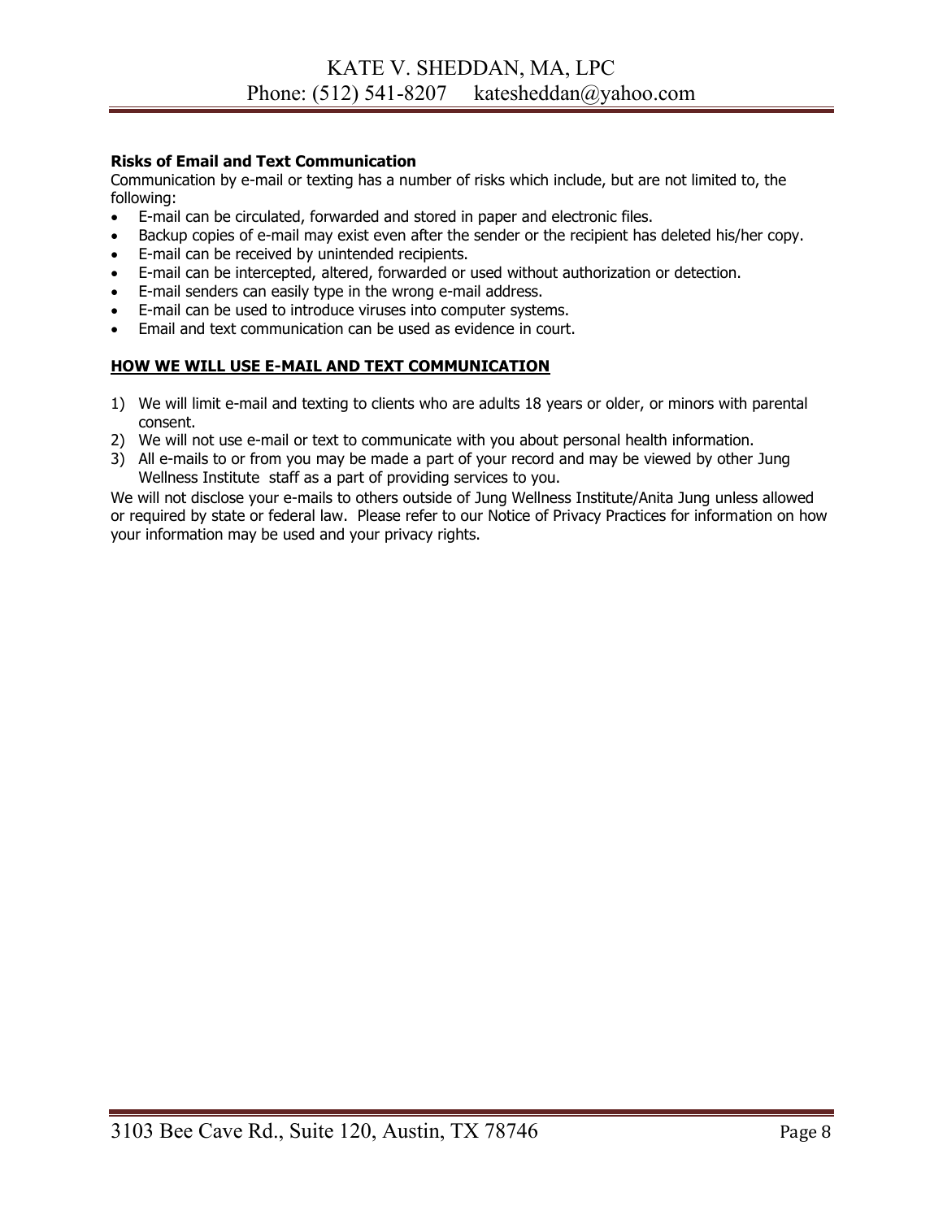**Risks of Email and Text Communication**

Communication by e-mail or texting has a number of risks which include, but are not limited to, the following:

- E-mail can be circulated, forwarded and stored in paper and electronic files.
- Backup copies of e-mail may exist even after the sender or the recipient has deleted his/her copy.
- E-mail can be received by unintended recipients.
- E-mail can be intercepted, altered, forwarded or used without authorization or detection.
- E-mail senders can easily type in the wrong e-mail address.
- E-mail can be used to introduce viruses into computer systems.
- Email and text communication can be used as evidence in court.

**HOW WE WILL USE E-MAIL AND TEXT COMMUNICATION**

1) We will limit e-mail and texting to clients who are adults 18 years or older, or minors with parental consent.
2) We will not use e-mail or text to communicate with you about personal health information.
3) All e-mails to or from you may be made a part of your record and may be viewed by other Jung Wellness Institute staff as a part of providing services to you.

We will not disclose your e-mails to others outside of Jung Wellness Institute/Anita Jung unless allowed or required by state or federal law. Please refer to our Notice of Privacy Practices for information on how your information may be used and your privacy rights.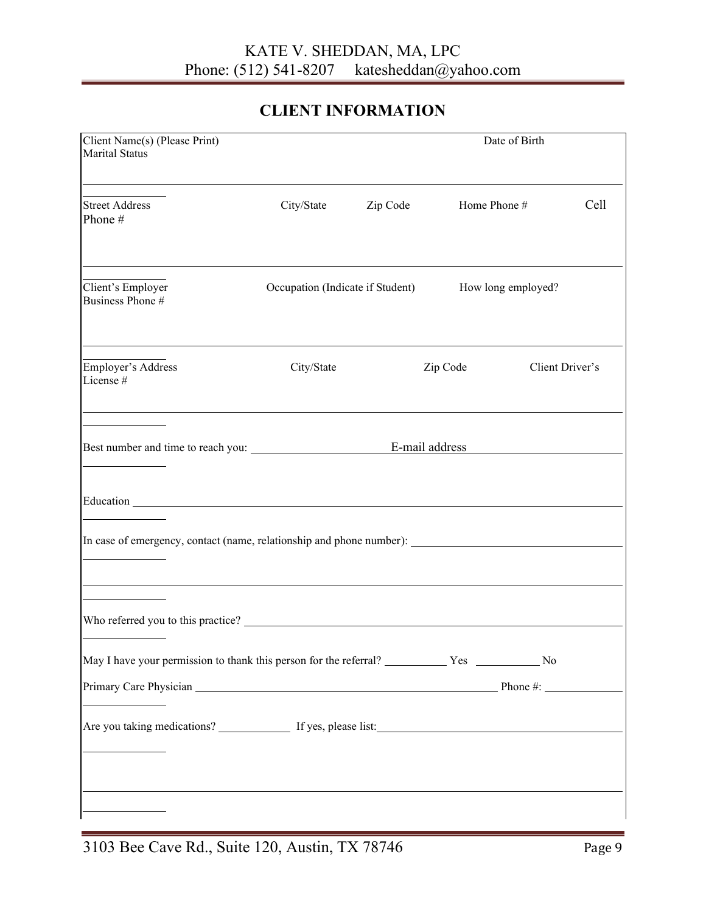KATE V. SHEDDAN, MA, LPC
Phone: (512) 541-8207     katesheddan@yahoo.com

## CLIENT INFORMATION

Client Name(s) (Please Print)                                        Date of Birth
Marital Status

______________

Street Address          City/State          Zip Code          Home Phone #          Cell
Phone #

______________

Client's Employer          Occupation (Indicate if Student)          How long employed?
Business Phone #

______________

Employer's Address          City/State          Zip Code          Client Driver's
License #

______________

Best number and time to reach you: ______________________ E-mail address ______________________

______________

Education ________________________________________________________________

______________

In case of emergency, contact (name, relationship and phone number): ______________________

______________

______________

Who referred you to this practice? ________________________________________________

______________

May I have your permission to thank this person for the referral? __________ Yes __________ No

Primary Care Physician ______________________________________ Phone #: ____________

______________

Are you taking medications? ____________ If yes, please list: ______________________________

______________

______________

3103 Bee Cave Rd., Suite 120, Austin, TX 78746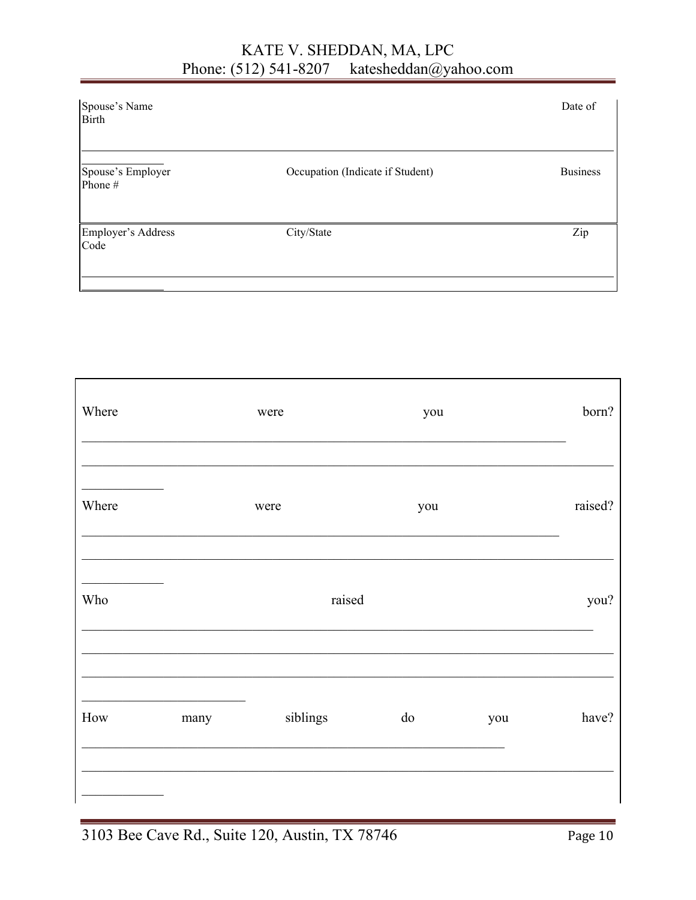| Spouse's Name | | Date of Birth |
| --- | --- | --- |
| | | |
| **Spouse's Employer** | **Occupation (Indicate if Student)** | **Business Phone #** |
| | | |
| **Employer's Address** | **City/State** | **Zip Code** |
| | | |

Where were you born? ______________________________________________________________________________

Where were you raised? ______________________________________________________________________________

Who raised you? ______________________________________________________________________________

How many siblings do you have? ______________________________________________________________________________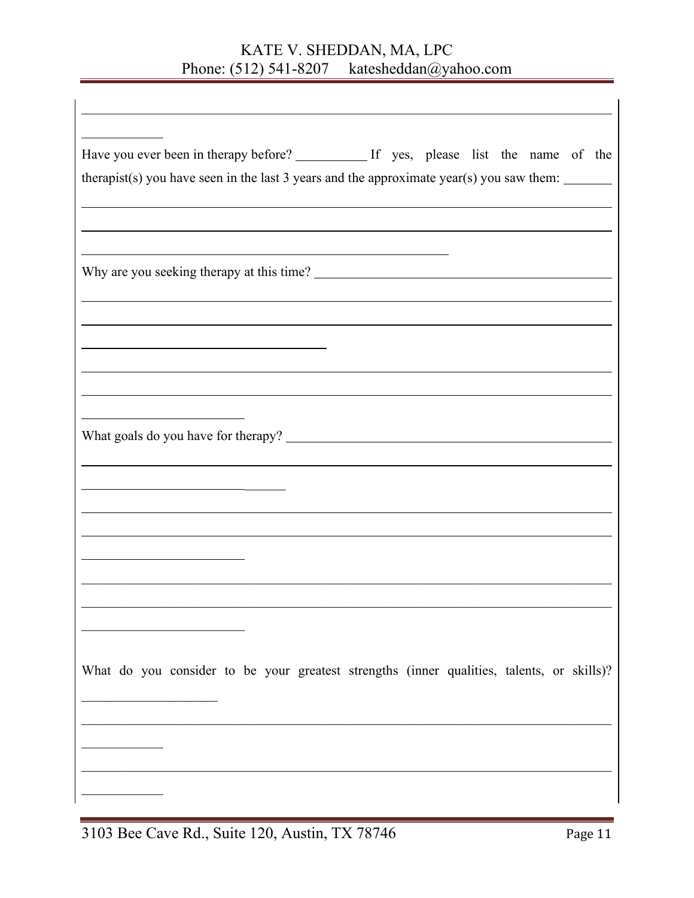Have you ever been in therapy before? ___________ If yes, please list the name of the therapist(s) you have seen in the last 3 years and the approximate year(s) you saw them: ________

Why are you seeking therapy at this time? ________________________________________________

What goals do you have for therapy? ____________________________________________________

What do you consider to be your greatest strengths (inner qualities, talents, or skills)?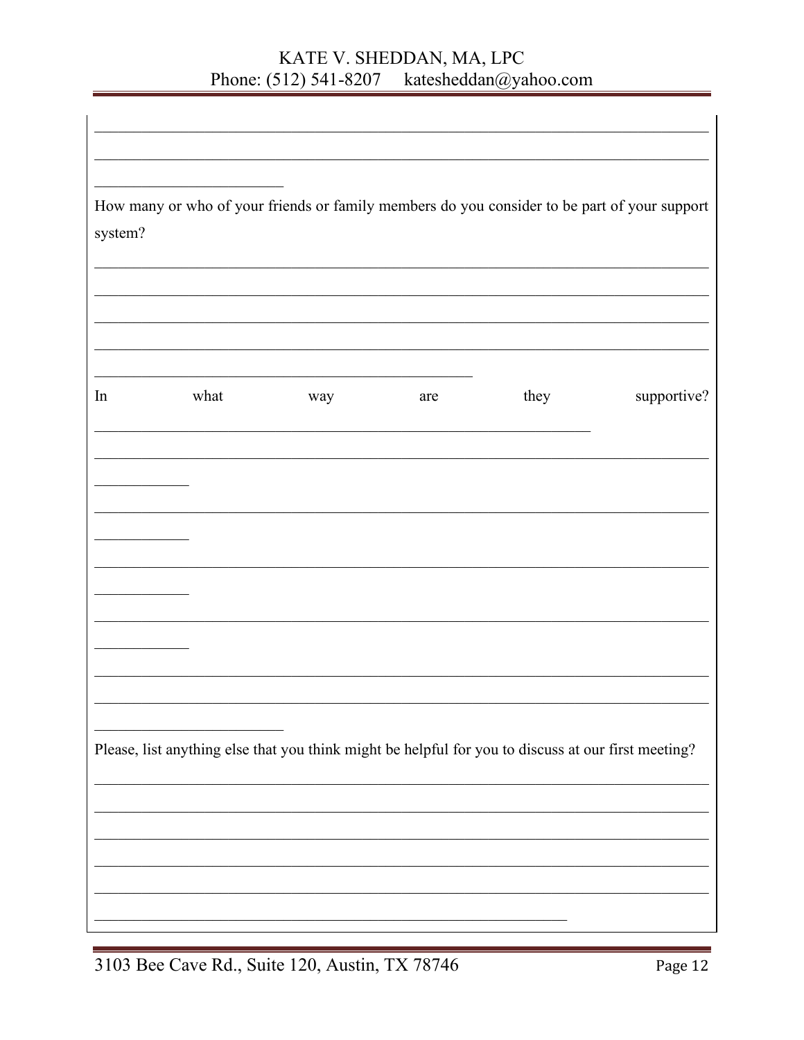How many or who of your friends or family members do you consider to be part of your support system?

In what way are they supportive?

Please, list anything else that you think might be helpful for you to discuss at our first meeting?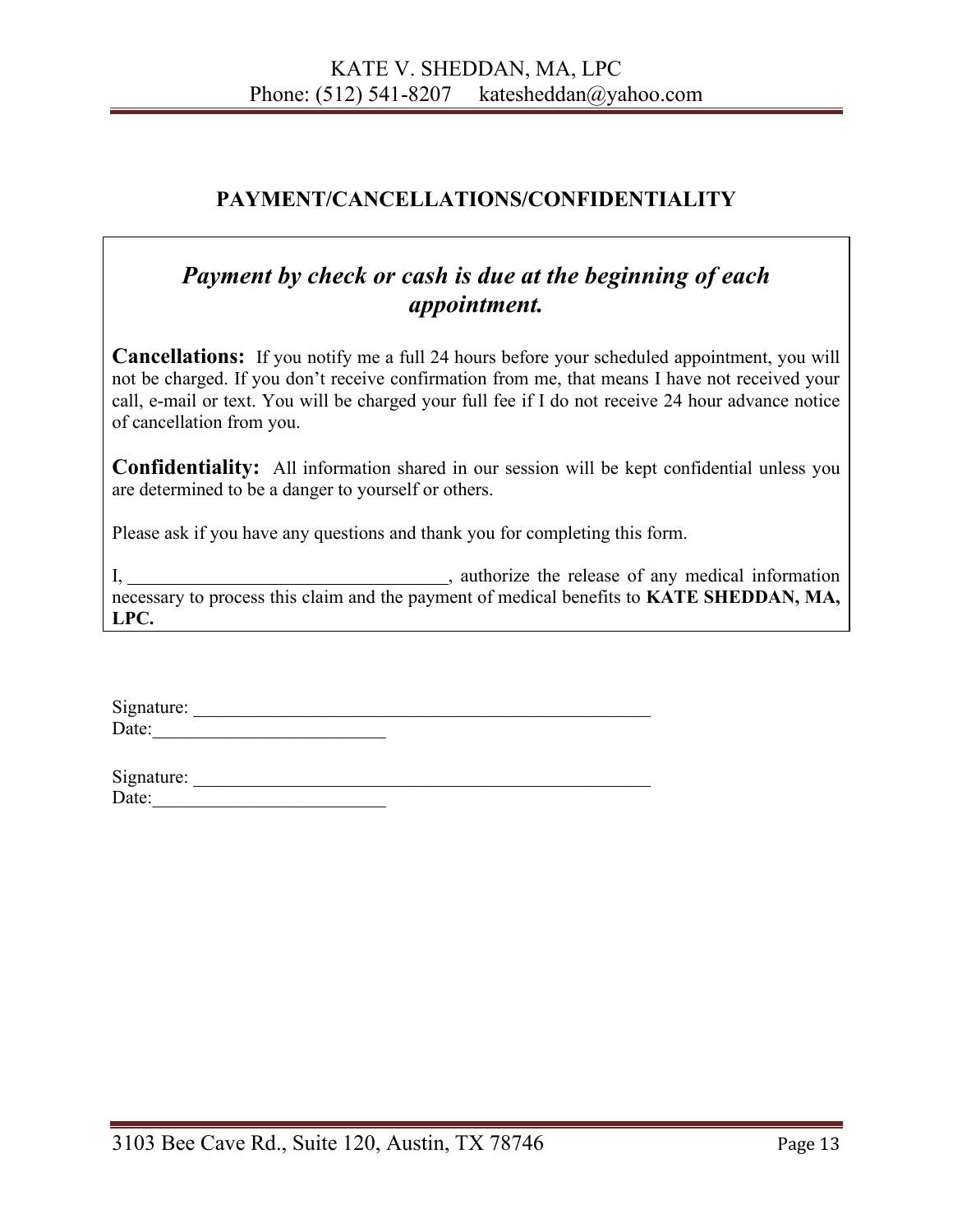## PAYMENT/CANCELLATIONS/CONFIDENTIALITY

***Payment by check or cash is due at the beginning of each appointment.***

**Cancellations:** If you notify me a full 24 hours before your scheduled appointment, you will not be charged. If you don't receive confirmation from me, that means I have not received your call, e-mail or text. You will be charged your full fee if I do not receive 24 hour advance notice of cancellation from you.

**Confidentiality:** All information shared in our session will be kept confidential unless you are determined to be a danger to yourself or others.

Please ask if you have any questions and thank you for completing this form.

I, ___________________________________, authorize the release of any medical information necessary to process this claim and the payment of medical benefits to **KATE SHEDDAN, MA, LPC.**

Signature: ___________________________________________________
Date:_________________________

Signature: ___________________________________________________
Date:_________________________